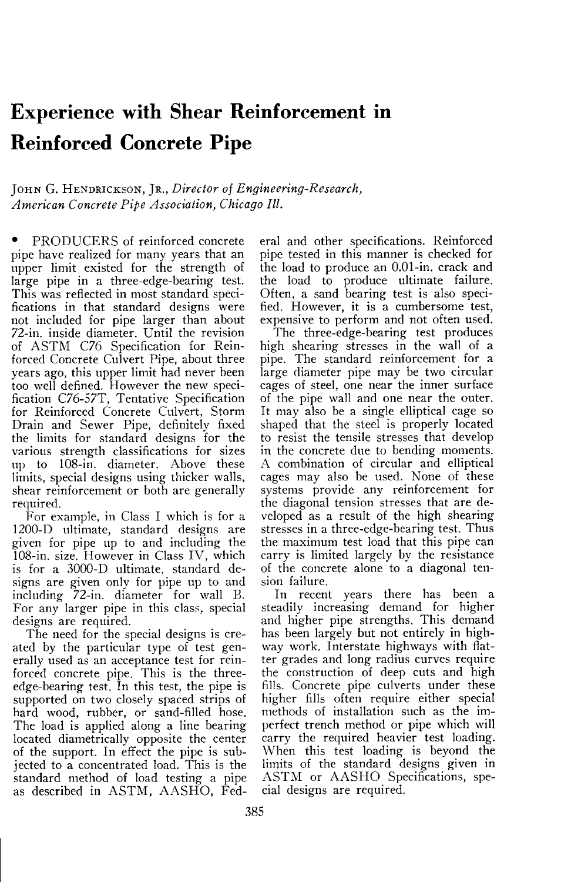# Experience with Shear Reinforcement in Reinforced Concrete Pipe

JOHN G. HENDRICKSON, JR., *Director of Engineering-Research, American Concrete Pipe Association, Chicago Ill.*

• PRODUCERS of reinforced concrete pipe have realized for many years that an upper limit existed for the strength of large pipe in a three-edge-bearing test. This was reflected in most standard specifications in that standard designs were not included for pipe larger than about 72-in. inside diameter. Until the revision of ASTM C76 Specification for Reinforced Concrete Culvert Pipe, about three years ago, this upper limit had never been too well defined. However the new specification C76-57T, Tentative Specification for Reinforced Concrete Culvert, Storm Drain and Sewer Pipe, definitely fixed the limits for standard designs for the various strength classifications for sizes up to 108-in. diameter. Above these limits, special designs using thicker walls, shear reinforcement or both are generally required.

For example, in Class I which is for a 1200-D ultimate, standard designs are given for pipe up to and including the 108-in. size. However in Class IV, which is for a 3000-D ultimate, standard designs are given only for pipe up to and including 72-in. diameter for wall B. For any larger pipe in this class, special designs are required.

The need for the special designs is created by the particular type of test generally used as an acceptance test for reinforced concrete pipe. This is the three-edge-bearing test. In this test, the pipe is supported on two closely spaced strips of hard wood, rubber, or sand-filled hose. The load is applied along a line bearing located diametrically opposite the center of the support. In effect the pipe is subjected to a concentrated load. This is the standard method of load testing a pipe as described in ASTM, AASHO, Federal and other specifications. Reinforced pipe tested in this manner is checked for the load to produce an 0.01-in. crack and the load to produce ultimate failure. Often, a sand bearing test is also specified. However, it is a cumbersome test, expensive to perform and not often used.

The three-edge-bearing test produces high shearing stresses in the wall of a pipe. The standard reinforcement for a large diameter pipe may be two circular cages of steel, one near the inner surface of the pipe wall and one near the outer. It may also be a single elliptical cage so shaped that the steel is properly located to resist the tensile stresses that develop in the concrete due to bending moments. A combination of circular and elliptical cages may also be used. None of these systems provide any reinforcement for the diagonal tension stresses that are developed as a result of the high shearing stresses in a three-edge-bearing test. Thus the maximum test load that this pipe can carry is limited largely by the resistance of the concrete alone to a diagonal tension failure.

In recent years there has been a steadily increasing demand for higher and higher pipe strengths. This demand has been largely but not entirely in highway work. Interstate highways with flatter grades and long radius curves require the construction of deep cuts and high fills. Concrete pipe culverts under these higher fills often require either special methods of installation such as the imperfect trench method or pipe which will carry the required heavier test loading. When this test loading is beyond the limits of the standard designs given in ASTM or AASHO Specifications, special designs are required.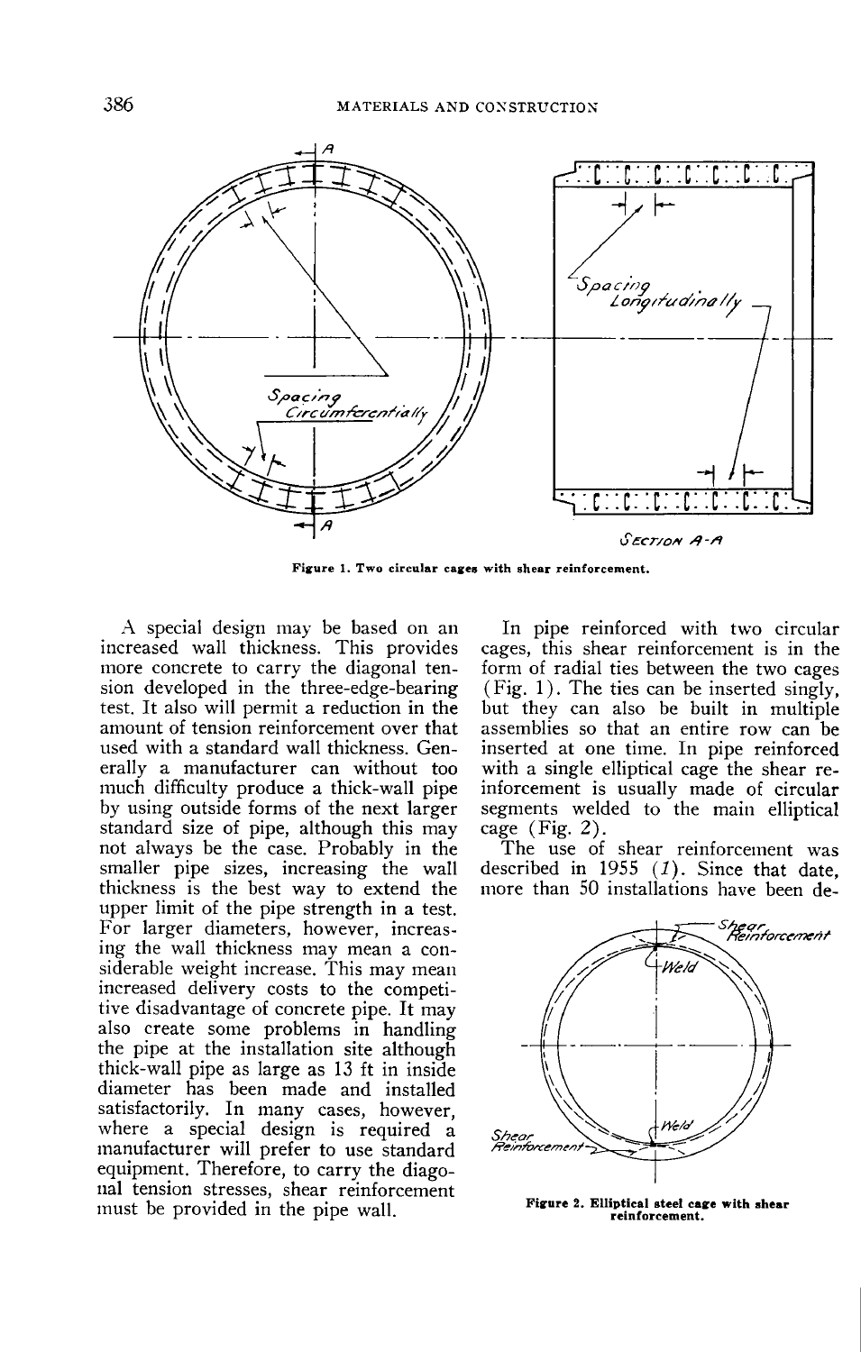Figure 1. Two circular cages with shear reinforcement.

A special design may be based on an increased wall thickness. This provides more concrete to carry the diagonal tension developed in the three-edge-bearing test. It also will permit a reduction in the amount of tension reinforcement over that used with a standard wall thickness. Generally a manufacturer can without too much difficulty produce a thick-wall pipe by using outside forms of the next larger standard size of pipe, although this may not always be the case. Probably in the smaller pipe sizes, increasing the wall thickness is the best way to extend the upper limit of the pipe strength in a test. For larger diameters, however, increasing the wall thickness may mean a considerable weight increase. This may mean increased delivery costs to the competitive disadvantage of concrete pipe. It may also create some problems in handling the pipe at the installation site although thick-wall pipe as large as 13 ft in inside diameter has been made and installed satisfactorily. In many cases, however, where a special design is required a manufacturer will prefer to use standard equipment. Therefore, to carry the diagonal tension stresses, shear reinforcement must be provided in the pipe wall.

In pipe reinforced with two circular cages, this shear reinforcement is in the form of radial ties between the two cages (Fig. 1). The ties can be inserted singly, but they can also be built in multiple assemblies so that an entire row can be inserted at one time. In pipe reinforced with a single elliptical cage the shear reinforcement is usually made of circular segments welded to the main elliptical cage (Fig. 2).

The use of shear reinforcement was described in 1955 (*1*). Since that date, more than 50 installations have been de-

Figure 2. Elliptical steel cage with shear reinforcement.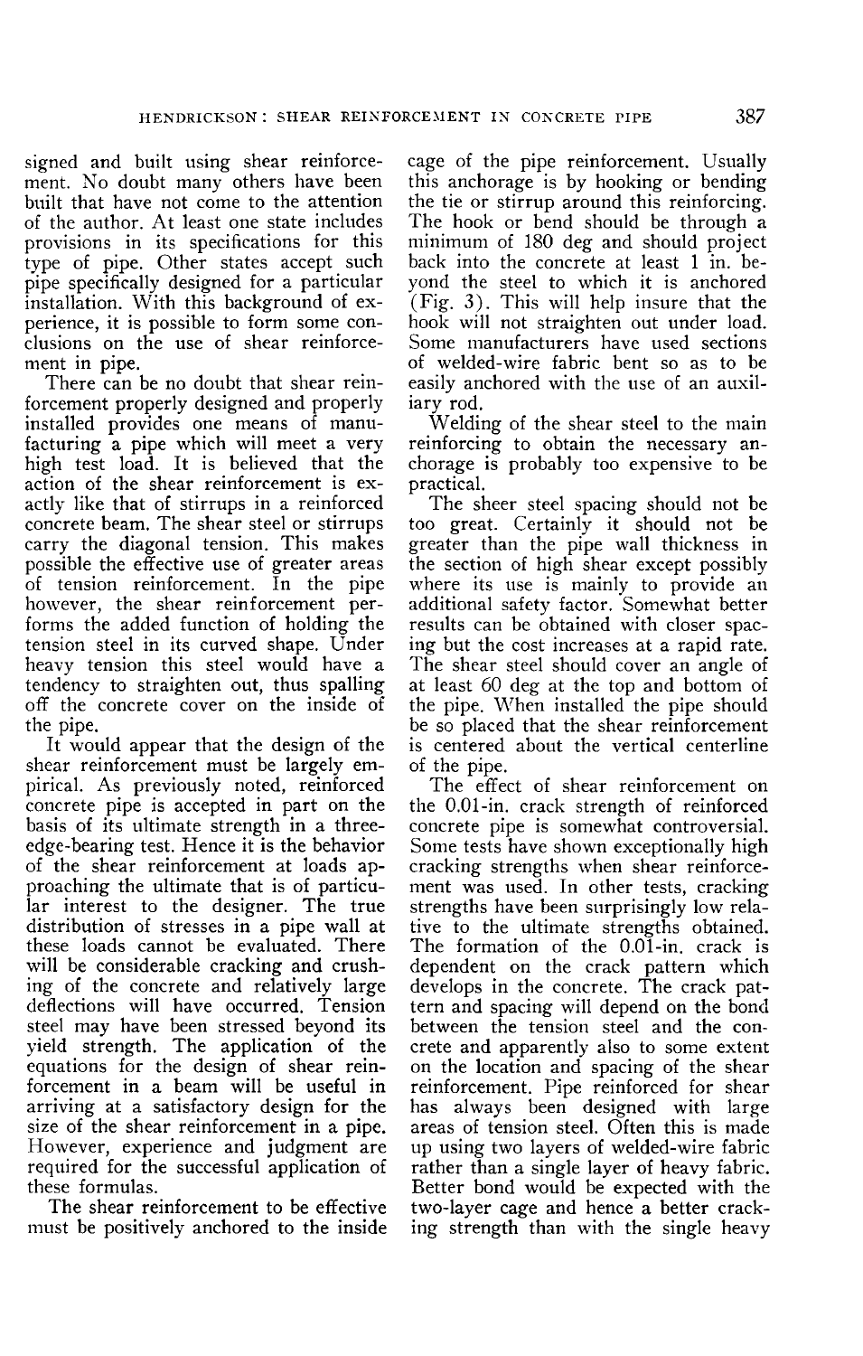signed and built using shear reinforcement. No doubt many others have been built that have not come to the attention of the author. At least one state includes provisions in its specifications for this type of pipe. Other states accept such pipe specifically designed for a particular installation. With this background of experience, it is possible to form some conclusions on the use of shear reinforcement in pipe.

There can be no doubt that shear reinforcement properly designed and properly installed provides one means of manufacturing a pipe which will meet a very high test load. It is believed that the action of the shear reinforcement is exactly like that of stirrups in a reinforced concrete beam. The shear steel or stirrups carry the diagonal tension. This makes possible the effective use of greater areas of tension reinforcement. In the pipe however, the shear reinforcement performs the added function of holding the tension steel in its curved shape. Under heavy tension this steel would have a tendency to straighten out, thus spalling off the concrete cover on the inside of the pipe.

It would appear that the design of the shear reinforcement must be largely empirical. As previously noted, reinforced concrete pipe is accepted in part on the basis of its ultimate strength in a three-edge-bearing test. Hence it is the behavior of the shear reinforcement at loads approaching the ultimate that is of particular interest to the designer. The true distribution of stresses in a pipe wall at these loads cannot be evaluated. There will be considerable cracking and crushing of the concrete and relatively large deflections will have occurred. Tension steel may have been stressed beyond its yield strength. The application of the equations for the design of shear reinforcement in a beam will be useful in arriving at a satisfactory design for the size of the shear reinforcement in a pipe. However, experience and judgment are required for the successful application of these formulas.

The shear reinforcement to be effective must be positively anchored to the inside cage of the pipe reinforcement. Usually this anchorage is by hooking or bending the tie or stirrup around this reinforcing. The hook or bend should be through a minimum of 180 deg and should project back into the concrete at least 1 in. beyond the steel to which it is anchored (Fig. 3). This will help insure that the hook will not straighten out under load. Some manufacturers have used sections of welded-wire fabric bent so as to be easily anchored with the use of an auxiliary rod.

Welding of the shear steel to the main reinforcing to obtain the necessary anchorage is probably too expensive to be practical.

The sheer steel spacing should not be too great. Certainly it should not be greater than the pipe wall thickness in the section of high shear except possibly where its use is mainly to provide an additional safety factor. Somewhat better results can be obtained with closer spacing but the cost increases at a rapid rate. The shear steel should cover an angle of at least 60 deg at the top and bottom of the pipe. When installed the pipe should be so placed that the shear reinforcement is centered about the vertical centerline of the pipe.

The effect of shear reinforcement on the 0.01-in. crack strength of reinforced concrete pipe is somewhat controversial. Some tests have shown exceptionally high cracking strengths when shear reinforcement was used. In other tests, cracking strengths have been surprisingly low relative to the ultimate strengths obtained. The formation of the 0.01-in. crack is dependent on the crack pattern which develops in the concrete. The crack pattern and spacing will depend on the bond between the tension steel and the concrete and apparently also to some extent on the location and spacing of the shear reinforcement. Pipe reinforced for shear has always been designed with large areas of tension steel. Often this is made up using two layers of welded-wire fabric rather than a single layer of heavy fabric. Better bond would be expected with the two-layer cage and hence a better cracking strength than with the single heavy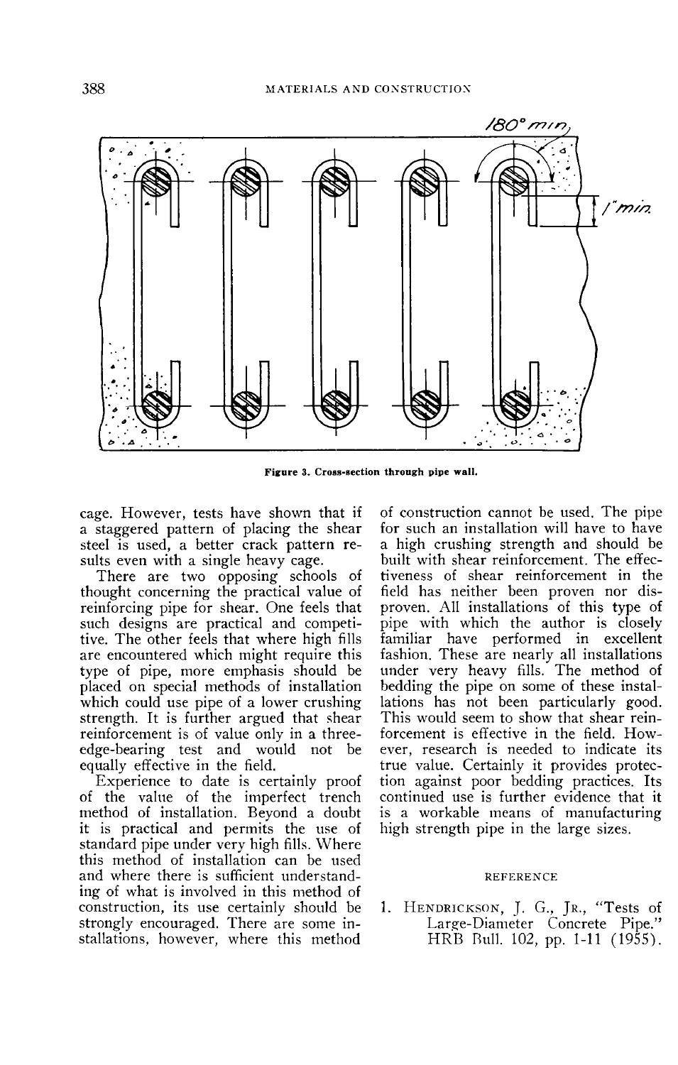180° min

1" min.

**Figure 3. Cross-section through pipe wall.**

cage. However, tests have shown that if a staggered pattern of placing the shear steel is used, a better crack pattern results even with a single heavy cage.

There are two opposing schools of thought concerning the practical value of reinforcing pipe for shear. One feels that such designs are practical and competitive. The other feels that where high fills are encountered which might require this type of pipe, more emphasis should be placed on special methods of installation which could use pipe of a lower crushing strength. It is further argued that shear reinforcement is of value only in a three-edge-bearing test and would not be equally effective in the field.

Experience to date is certainly proof of the value of the imperfect trench method of installation. Beyond a doubt it is practical and permits the use of standard pipe under very high fills. Where this method of installation can be used and where there is sufficient understanding of what is involved in this method of construction, its use certainly should be strongly encouraged. There are some installations, however, where this method of construction cannot be used. The pipe for such an installation will have to have a high crushing strength and should be built with shear reinforcement. The effectiveness of shear reinforcement in the field has neither been proven nor disproven. All installations of this type of pipe with which the author is closely familiar have performed in excellent fashion. These are nearly all installations under very heavy fills. The method of bedding the pipe on some of these installations has not been particularly good. This would seem to show that shear reinforcement is effective in the field. However, research is needed to indicate its true value. Certainly it provides protection against poor bedding practices. Its continued use is further evidence that it is a workable means of manufacturing high strength pipe in the large sizes.

## REFERENCE

1. Hendrickson, J. G., Jr., "Tests of Large-Diameter Concrete Pipe." HRB Bull. 102, pp. 1-11 (1955).